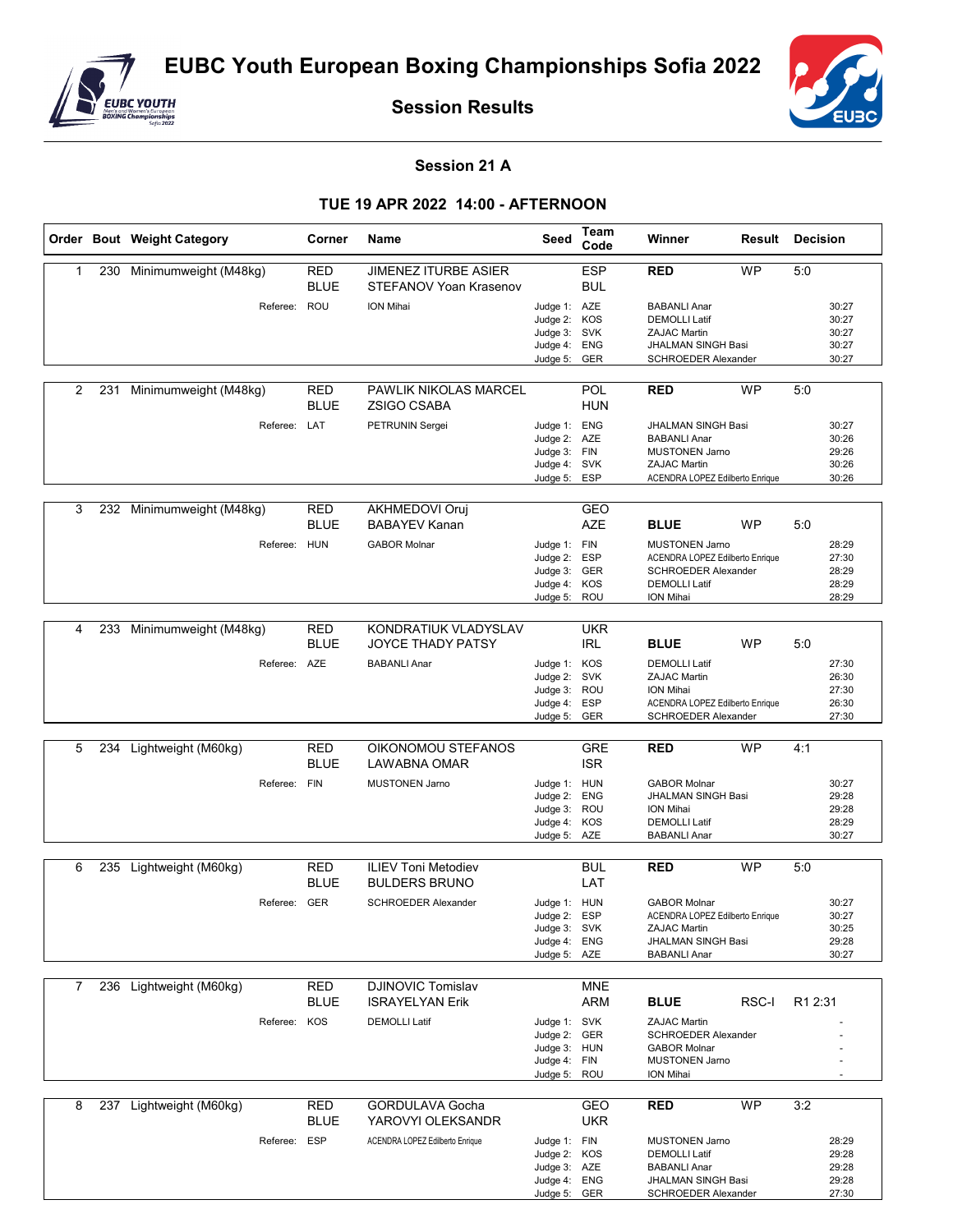# EUBC Youth European Boxing Championships Sofia 2022

## Session Results

### Session 21 A

### TUE 19 APR 2022 14:00 - AFTERNOON

| Order | Bout | Weight Category | Corner | Name | Seed | Team Code | Winner | Result | Decision |
|---|---|---|---|---|---|---|---|---|---|
| 1 | 230 | Minimumweight (M48kg) | RED | JIMENEZ ITURBE ASIER | | ESP | **RED** | WP | 5:0 |
| | | | BLUE | STEFANOV Yoan Krasenov | | BUL | | | |
| | | Referee: | ROU | ION Mihai | Judge 1: | AZE | BABANLI Anar | | 30:27 |
| | | | | | Judge 2: | KOS | DEMOLLI Latif | | 30:27 |
| | | | | | Judge 3: | SVK | ZAJAC Martin | | 30:27 |
| | | | | | Judge 4: | ENG | JHALMAN SINGH Basi | | 30:27 |
| | | | | | Judge 5: | GER | SCHROEDER Alexander | | 30:27 |
| 2 | 231 | Minimumweight (M48kg) | RED | PAWLIK NIKOLAS MARCEL | | POL | **RED** | WP | 5:0 |
| | | | BLUE | ZSIGO CSABA | | HUN | | | |
| | | Referee: | LAT | PETRUNIN Sergei | Judge 1: | ENG | JHALMAN SINGH Basi | | 30:27 |
| | | | | | Judge 2: | AZE | BABANLI Anar | | 30:26 |
| | | | | | Judge 3: | FIN | MUSTONEN Jarno | | 29:26 |
| | | | | | Judge 4: | SVK | ZAJAC Martin | | 30:26 |
| | | | | | Judge 5: | ESP | ACENDRA LOPEZ Edilberto Enrique | | 30:26 |
| 3 | 232 | Minimumweight (M48kg) | RED | AKHMEDOVI Oruj | | GEO | | | |
| | | | BLUE | BABAYEV Kanan | | AZE | **BLUE** | WP | 5:0 |
| | | Referee: | HUN | GABOR Molnar | Judge 1: | FIN | MUSTONEN Jarno | | 28:29 |
| | | | | | Judge 2: | ESP | ACENDRA LOPEZ Edilberto Enrique | | 27:30 |
| | | | | | Judge 3: | GER | SCHROEDER Alexander | | 28:29 |
| | | | | | Judge 4: | KOS | DEMOLLI Latif | | 28:29 |
| | | | | | Judge 5: | ROU | ION Mihai | | 28:29 |
| 4 | 233 | Minimumweight (M48kg) | RED | KONDRATIUK VLADYSLAV | | UKR | | | |
| | | | BLUE | JOYCE THADY PATSY | | IRL | **BLUE** | WP | 5:0 |
| | | Referee: | AZE | BABANLI Anar | Judge 1: | KOS | DEMOLLI Latif | | 27:30 |
| | | | | | Judge 2: | SVK | ZAJAC Martin | | 26:30 |
| | | | | | Judge 3: | ROU | ION Mihai | | 27:30 |
| | | | | | Judge 4: | ESP | ACENDRA LOPEZ Edilberto Enrique | | 26:30 |
| | | | | | Judge 5: | GER | SCHROEDER Alexander | | 27:30 |
| 5 | 234 | Lightweight (M60kg) | RED | OIKONOMOU STEFANOS | | GRE | **RED** | WP | 4:1 |
| | | | BLUE | LAWABNA OMAR | | ISR | | | |
| | | Referee: | FIN | MUSTONEN Jarno | Judge 1: | HUN | GABOR Molnar | | 30:27 |
| | | | | | Judge 2: | ENG | JHALMAN SINGH Basi | | 29:28 |
| | | | | | Judge 3: | ROU | ION Mihai | | 29:28 |
| | | | | | Judge 4: | KOS | DEMOLLI Latif | | 28:29 |
| | | | | | Judge 5: | AZE | BABANLI Anar | | 30:27 |
| 6 | 235 | Lightweight (M60kg) | RED | ILIEV Toni Metodiev | | BUL | **RED** | WP | 5:0 |
| | | | BLUE | BULDERS BRUNO | | LAT | | | |
| | | Referee: | GER | SCHROEDER Alexander | Judge 1: | HUN | GABOR Molnar | | 30:27 |
| | | | | | Judge 2: | ESP | ACENDRA LOPEZ Edilberto Enrique | | 30:27 |
| | | | | | Judge 3: | SVK | ZAJAC Martin | | 30:25 |
| | | | | | Judge 4: | ENG | JHALMAN SINGH Basi | | 29:28 |
| | | | | | Judge 5: | AZE | BABANLI Anar | | 30:27 |
| 7 | 236 | Lightweight (M60kg) | RED | DJINOVIC Tomislav | | MNE | | | |
| | | | BLUE | ISRAYELYAN Erik | | ARM | **BLUE** | RSC-I | R1 2:31 |
| | | Referee: | KOS | DEMOLLI Latif | Judge 1: | SVK | ZAJAC Martin | | - |
| | | | | | Judge 2: | GER | SCHROEDER Alexander | | - |
| | | | | | Judge 3: | HUN | GABOR Molnar | | - |
| | | | | | Judge 4: | FIN | MUSTONEN Jarno | | - |
| | | | | | Judge 5: | ROU | ION Mihai | | - |
| 8 | 237 | Lightweight (M60kg) | RED | GORDULAVA Gocha | | GEO | **RED** | WP | 3:2 |
| | | | BLUE | YAROVYI OLEKSANDR | | UKR | | | |
| | | Referee: | ESP | ACENDRA LOPEZ Edilberto Enrique | Judge 1: | FIN | MUSTONEN Jarno | | 28:29 |
| | | | | | Judge 2: | KOS | DEMOLLI Latif | | 29:28 |
| | | | | | Judge 3: | AZE | BABANLI Anar | | 29:28 |
| | | | | | Judge 4: | ENG | JHALMAN SINGH Basi | | 29:28 |
| | | | | | Judge 5: | GER | SCHROEDER Alexander | | 27:30 |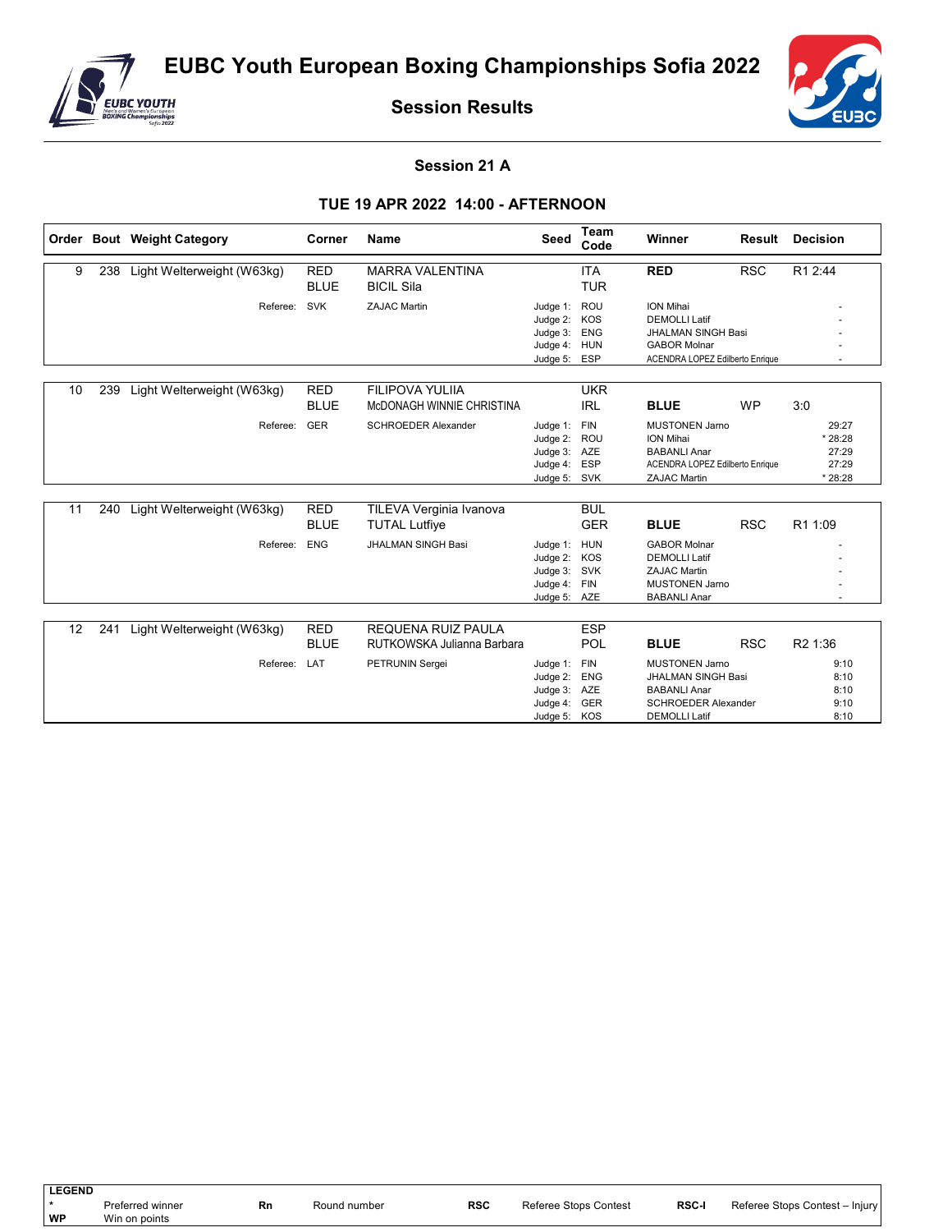# EUBC Youth European Boxing Championships Sofia 2022

## Session Results

### Session 21 A

### TUE 19 APR 2022 14:00 - AFTERNOON

| Order | Bout | Weight Category | Corner | Name | Seed | Team Code | Winner | Result | Decision |
|---|---|---|---|---|---|---|---|---|---|
| 9 | 238 | Light Welterweight (W63kg) | RED | MARRA VALENTINA | | ITA | **RED** | RSC | R1 2:44 |
| | | | BLUE | BICIL Sila | | TUR | | | |
| | | Referee: | SVK | ZAJAC Martin | Judge 1: | ROU | ION Mihai | | - |
| | | | | | Judge 2: | KOS | DEMOLLI Latif | | - |
| | | | | | Judge 3: | ENG | JHALMAN SINGH Basi | | - |
| | | | | | Judge 4: | HUN | GABOR Molnar | | - |
| | | | | | Judge 5: | ESP | ACENDRA LOPEZ Edilberto Enrique | | - |
| 10 | 239 | Light Welterweight (W63kg) | RED | FILIPOVA YULIIA | | UKR | | | |
| | | | BLUE | McDONAGH WINNIE CHRISTINA | | IRL | **BLUE** | WP | 3:0 |
| | | Referee: | GER | SCHROEDER Alexander | Judge 1: | FIN | MUSTONEN Jarno | | 29:27 |
| | | | | | Judge 2: | ROU | ION Mihai | | * 28:28 |
| | | | | | Judge 3: | AZE | BABANLI Anar | | 27:29 |
| | | | | | Judge 4: | ESP | ACENDRA LOPEZ Edilberto Enrique | | 27:29 |
| | | | | | Judge 5: | SVK | ZAJAC Martin | | * 28:28 |
| 11 | 240 | Light Welterweight (W63kg) | RED | TILEVA Verginia Ivanova | | BUL | | | |
| | | | BLUE | TUTAL Lutfiye | | GER | **BLUE** | RSC | R1 1:09 |
| | | Referee: | ENG | JHALMAN SINGH Basi | Judge 1: | HUN | GABOR Molnar | | - |
| | | | | | Judge 2: | KOS | DEMOLLI Latif | | - |
| | | | | | Judge 3: | SVK | ZAJAC Martin | | - |
| | | | | | Judge 4: | FIN | MUSTONEN Jarno | | - |
| | | | | | Judge 5: | AZE | BABANLI Anar | | - |
| 12 | 241 | Light Welterweight (W63kg) | RED | REQUENA RUIZ PAULA | | ESP | | | |
| | | | BLUE | RUTKOWSKA Julianna Barbara | | POL | **BLUE** | RSC | R2 1:36 |
| | | Referee: | LAT | PETRUNIN Sergei | Judge 1: | FIN | MUSTONEN Jarno | | 9:10 |
| | | | | | Judge 2: | ENG | JHALMAN SINGH Basi | | 8:10 |
| | | | | | Judge 3: | AZE | BABANLI Anar | | 8:10 |
| | | | | | Judge 4: | GER | SCHROEDER Alexander | | 9:10 |
| | | | | | Judge 5: | KOS | DEMOLLI Latif | | 8:10 |

**LEGEND**

| | | | | | | | |
|---|---|---|---|---|---|---|---|
| * | Preferred winner | Rn | Round number | RSC | Referee Stops Contest | RSC-I | Referee Stops Contest – Injury |
| WP | Win on points | | | | | | |